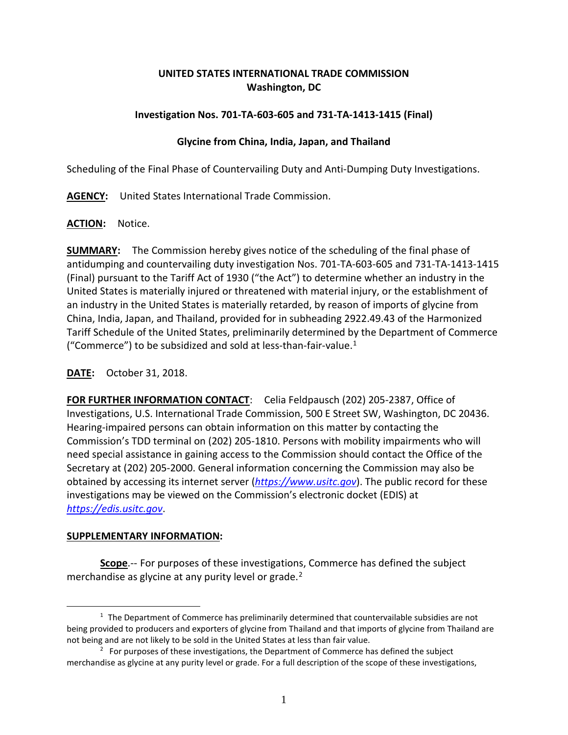**UNITED STATES INTERNATIONAL TRADE COMMISSION**
**Washington, DC**

**Investigation Nos. 701-TA-603-605 and 731-TA-1413-1415 (Final)**

**Glycine from China, India, Japan, and Thailand**

Scheduling of the Final Phase of Countervailing Duty and Anti-Dumping Duty Investigations.

**AGENCY:** United States International Trade Commission.

**ACTION:** Notice.

**SUMMARY:** The Commission hereby gives notice of the scheduling of the final phase of antidumping and countervailing duty investigation Nos. 701-TA-603-605 and 731-TA-1413-1415 (Final) pursuant to the Tariff Act of 1930 ("the Act") to determine whether an industry in the United States is materially injured or threatened with material injury, or the establishment of an industry in the United States is materially retarded, by reason of imports of glycine from China, India, Japan, and Thailand, provided for in subheading 2922.49.43 of the Harmonized Tariff Schedule of the United States, preliminarily determined by the Department of Commerce ("Commerce") to be subsidized and sold at less-than-fair-value.[1]

**DATE:** October 31, 2018.

**FOR FURTHER INFORMATION CONTACT**: Celia Feldpausch (202) 205-2387, Office of Investigations, U.S. International Trade Commission, 500 E Street SW, Washington, DC 20436. Hearing-impaired persons can obtain information on this matter by contacting the Commission's TDD terminal on (202) 205-1810. Persons with mobility impairments who will need special assistance in gaining access to the Commission should contact the Office of the Secretary at (202) 205-2000. General information concerning the Commission may also be obtained by accessing its internet server (*https://www.usitc.gov*). The public record for these investigations may be viewed on the Commission's electronic docket (EDIS) at *https://edis.usitc.gov*.

**SUPPLEMENTARY INFORMATION:**

**Scope**.-- For purposes of these investigations, Commerce has defined the subject merchandise as glycine at any purity level or grade.[2]

---

[1] The Department of Commerce has preliminarily determined that countervailable subsidies are not being provided to producers and exporters of glycine from Thailand and that imports of glycine from Thailand are not being and are not likely to be sold in the United States at less than fair value.

[2] For purposes of these investigations, the Department of Commerce has defined the subject merchandise as glycine at any purity level or grade. For a full description of the scope of these investigations,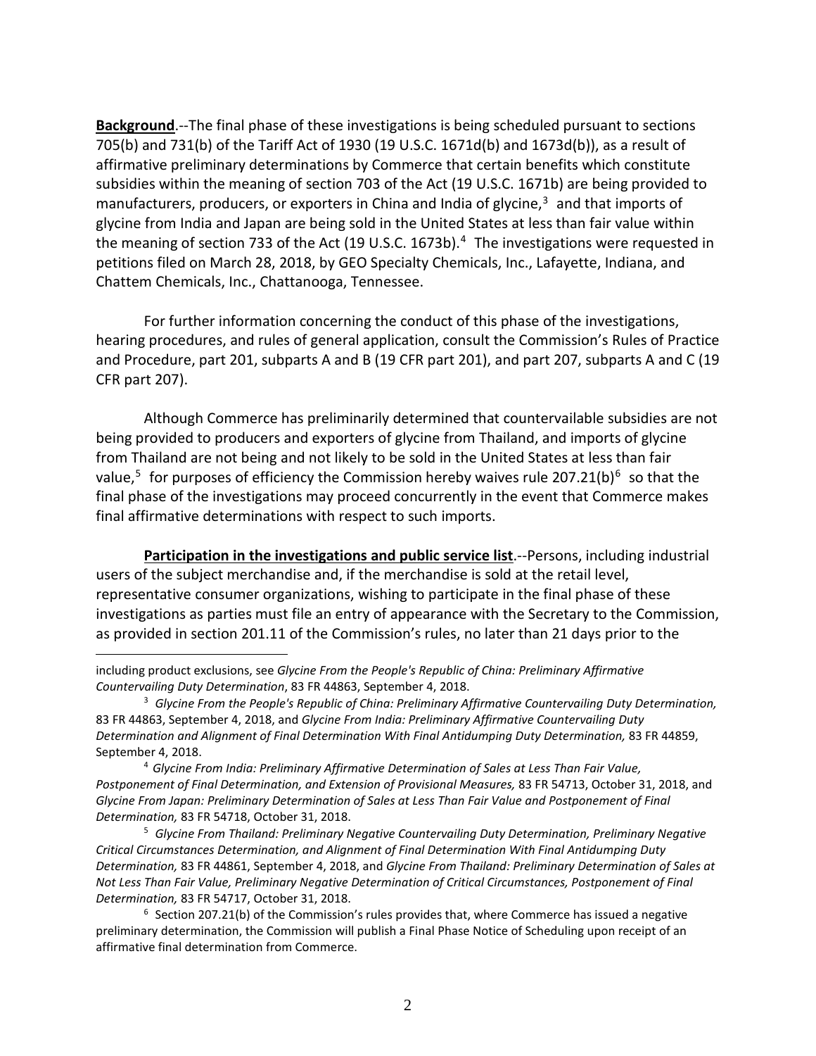**Background**.--The final phase of these investigations is being scheduled pursuant to sections 705(b) and 731(b) of the Tariff Act of 1930 (19 U.S.C. 1671d(b) and 1673d(b)), as a result of affirmative preliminary determinations by Commerce that certain benefits which constitute subsidies within the meaning of section 703 of the Act (19 U.S.C. 1671b) are being provided to manufacturers, producers, or exporters in China and India of glycine,[3] and that imports of glycine from India and Japan are being sold in the United States at less than fair value within the meaning of section 733 of the Act (19 U.S.C. 1673b).[4] The investigations were requested in petitions filed on March 28, 2018, by GEO Specialty Chemicals, Inc., Lafayette, Indiana, and Chattem Chemicals, Inc., Chattanooga, Tennessee.

For further information concerning the conduct of this phase of the investigations, hearing procedures, and rules of general application, consult the Commission's Rules of Practice and Procedure, part 201, subparts A and B (19 CFR part 201), and part 207, subparts A and C (19 CFR part 207).

Although Commerce has preliminarily determined that countervailable subsidies are not being provided to producers and exporters of glycine from Thailand, and imports of glycine from Thailand are not being and not likely to be sold in the United States at less than fair value,[5] for purposes of efficiency the Commission hereby waives rule 207.21(b)[6] so that the final phase of the investigations may proceed concurrently in the event that Commerce makes final affirmative determinations with respect to such imports.

**Participation in the investigations and public service list**.--Persons, including industrial users of the subject merchandise and, if the merchandise is sold at the retail level, representative consumer organizations, wishing to participate in the final phase of these investigations as parties must file an entry of appearance with the Secretary to the Commission, as provided in section 201.11 of the Commission's rules, no later than 21 days prior to the

---

including product exclusions, see *Glycine From the People's Republic of China: Preliminary Affirmative Countervailing Duty Determination*, 83 FR 44863, September 4, 2018.

[3] *Glycine From the People's Republic of China: Preliminary Affirmative Countervailing Duty Determination,* 83 FR 44863, September 4, 2018, and *Glycine From India: Preliminary Affirmative Countervailing Duty Determination and Alignment of Final Determination With Final Antidumping Duty Determination,* 83 FR 44859, September 4, 2018.

[4] *Glycine From India: Preliminary Affirmative Determination of Sales at Less Than Fair Value, Postponement of Final Determination, and Extension of Provisional Measures,* 83 FR 54713, October 31, 2018, and *Glycine From Japan: Preliminary Determination of Sales at Less Than Fair Value and Postponement of Final Determination,* 83 FR 54718, October 31, 2018.

[5] *Glycine From Thailand: Preliminary Negative Countervailing Duty Determination, Preliminary Negative Critical Circumstances Determination, and Alignment of Final Determination With Final Antidumping Duty Determination,* 83 FR 44861, September 4, 2018, and *Glycine From Thailand: Preliminary Determination of Sales at Not Less Than Fair Value, Preliminary Negative Determination of Critical Circumstances, Postponement of Final Determination,* 83 FR 54717, October 31, 2018.

[6] Section 207.21(b) of the Commission's rules provides that, where Commerce has issued a negative preliminary determination, the Commission will publish a Final Phase Notice of Scheduling upon receipt of an affirmative final determination from Commerce.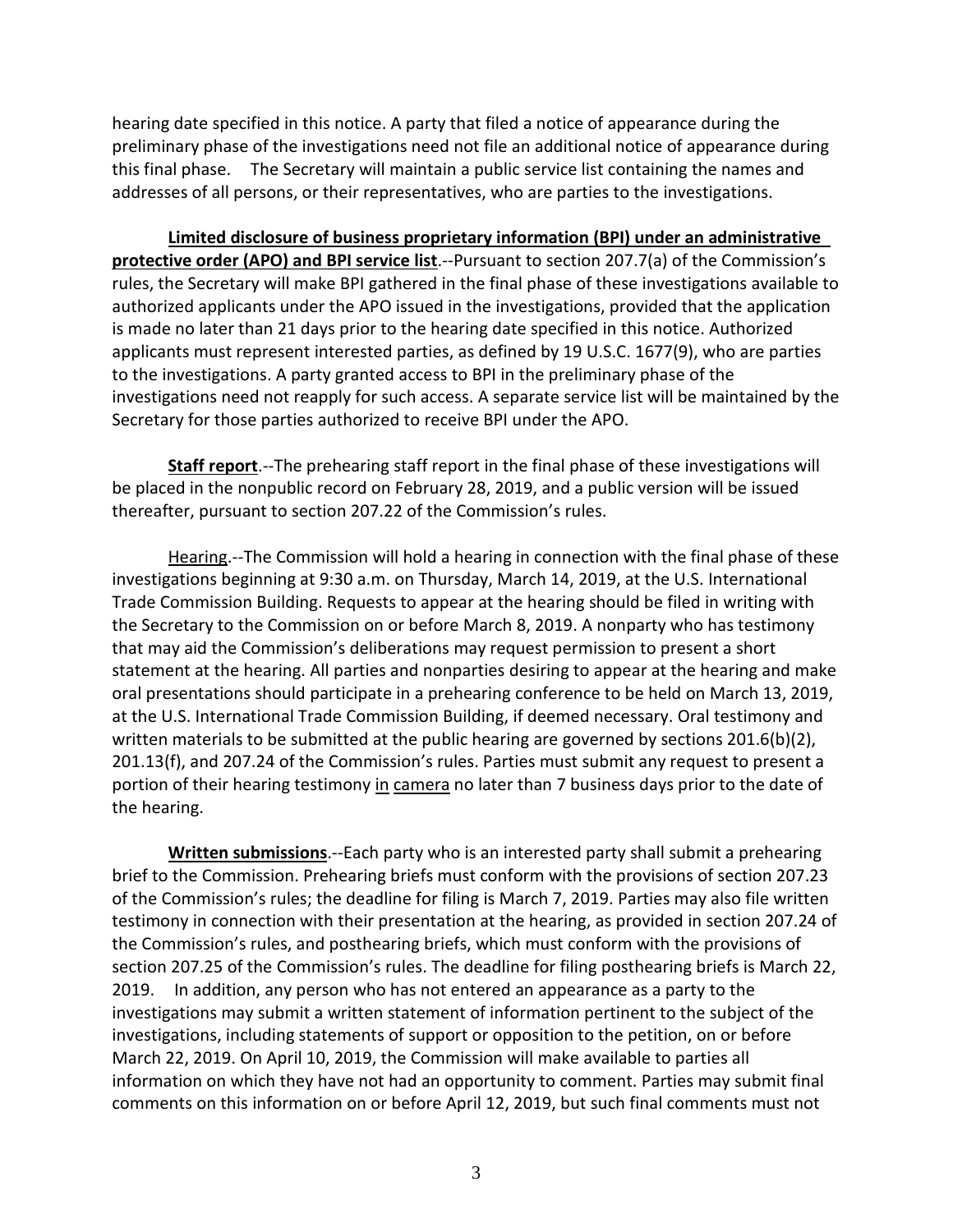hearing date specified in this notice. A party that filed a notice of appearance during the preliminary phase of the investigations need not file an additional notice of appearance during this final phase. The Secretary will maintain a public service list containing the names and addresses of all persons, or their representatives, who are parties to the investigations.

**Limited disclosure of business proprietary information (BPI) under an administrative protective order (APO) and BPI service list**.--Pursuant to section 207.7(a) of the Commission's rules, the Secretary will make BPI gathered in the final phase of these investigations available to authorized applicants under the APO issued in the investigations, provided that the application is made no later than 21 days prior to the hearing date specified in this notice. Authorized applicants must represent interested parties, as defined by 19 U.S.C. 1677(9), who are parties to the investigations. A party granted access to BPI in the preliminary phase of the investigations need not reapply for such access. A separate service list will be maintained by the Secretary for those parties authorized to receive BPI under the APO.

**Staff report**.--The prehearing staff report in the final phase of these investigations will be placed in the nonpublic record on February 28, 2019, and a public version will be issued thereafter, pursuant to section 207.22 of the Commission's rules.

Hearing.--The Commission will hold a hearing in connection with the final phase of these investigations beginning at 9:30 a.m. on Thursday, March 14, 2019, at the U.S. International Trade Commission Building. Requests to appear at the hearing should be filed in writing with the Secretary to the Commission on or before March 8, 2019. A nonparty who has testimony that may aid the Commission's deliberations may request permission to present a short statement at the hearing. All parties and nonparties desiring to appear at the hearing and make oral presentations should participate in a prehearing conference to be held on March 13, 2019, at the U.S. International Trade Commission Building, if deemed necessary. Oral testimony and written materials to be submitted at the public hearing are governed by sections 201.6(b)(2), 201.13(f), and 207.24 of the Commission's rules. Parties must submit any request to present a portion of their hearing testimony in camera no later than 7 business days prior to the date of the hearing.

**Written submissions**.--Each party who is an interested party shall submit a prehearing brief to the Commission. Prehearing briefs must conform with the provisions of section 207.23 of the Commission's rules; the deadline for filing is March 7, 2019. Parties may also file written testimony in connection with their presentation at the hearing, as provided in section 207.24 of the Commission's rules, and posthearing briefs, which must conform with the provisions of section 207.25 of the Commission's rules. The deadline for filing posthearing briefs is March 22, 2019. In addition, any person who has not entered an appearance as a party to the investigations may submit a written statement of information pertinent to the subject of the investigations, including statements of support or opposition to the petition, on or before March 22, 2019. On April 10, 2019, the Commission will make available to parties all information on which they have not had an opportunity to comment. Parties may submit final comments on this information on or before April 12, 2019, but such final comments must not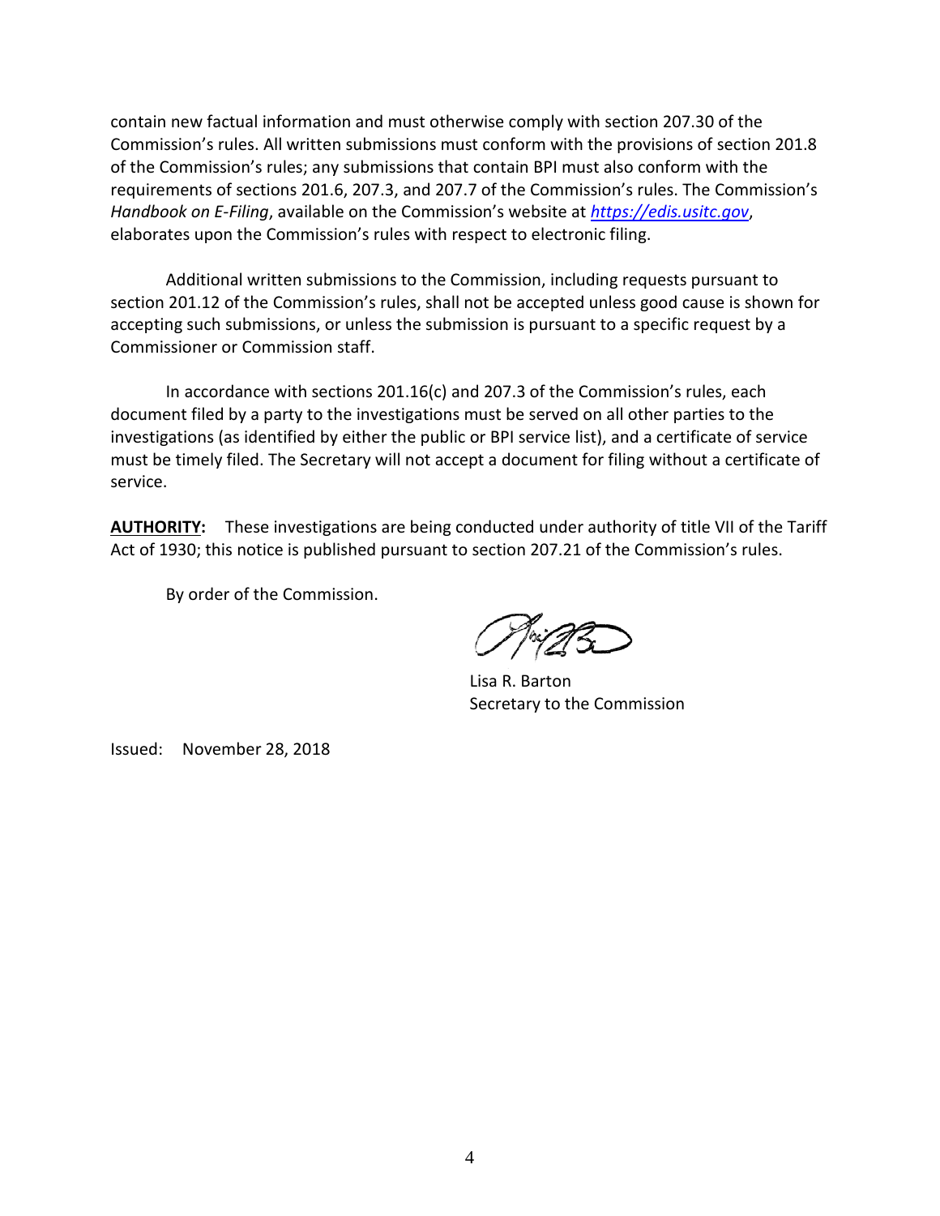contain new factual information and must otherwise comply with section 207.30 of the Commission's rules. All written submissions must conform with the provisions of section 201.8 of the Commission's rules; any submissions that contain BPI must also conform with the requirements of sections 201.6, 207.3, and 207.7 of the Commission's rules. The Commission's *Handbook on E-Filing*, available on the Commission's website at [https://edis.usitc.gov](https://edis.usitc.gov), elaborates upon the Commission's rules with respect to electronic filing.

Additional written submissions to the Commission, including requests pursuant to section 201.12 of the Commission's rules, shall not be accepted unless good cause is shown for accepting such submissions, or unless the submission is pursuant to a specific request by a Commissioner or Commission staff.

In accordance with sections 201.16(c) and 207.3 of the Commission's rules, each document filed by a party to the investigations must be served on all other parties to the investigations (as identified by either the public or BPI service list), and a certificate of service must be timely filed. The Secretary will not accept a document for filing without a certificate of service.

**AUTHORITY:** These investigations are being conducted under authority of title VII of the Tariff Act of 1930; this notice is published pursuant to section 207.21 of the Commission's rules.

By order of the Commission.

Lisa R. Barton
Secretary to the Commission

Issued: November 28, 2018